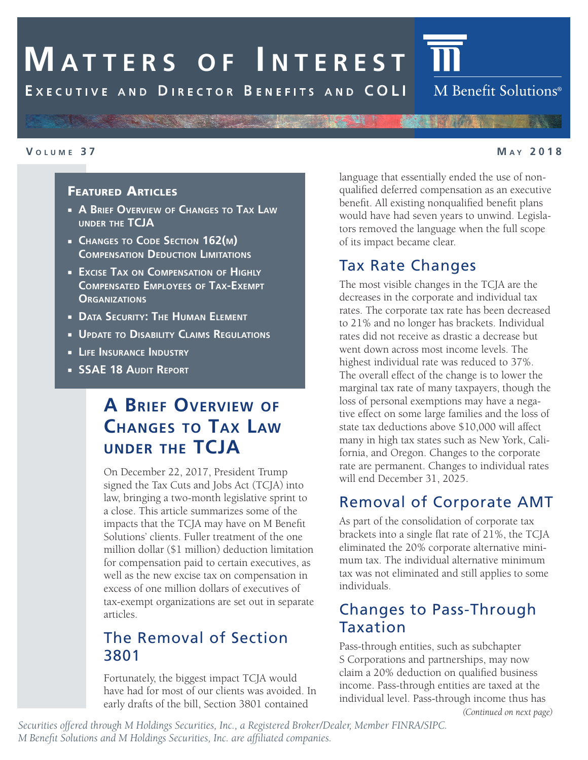# Matters of Interest

**Executive and Director Benefits and COLI**

M Benefit Solutions®

**Volume 37** — **May 2018**

## Featured Articles

- **A Brief Overview of Changes to Tax Law under the TCJA**
- **Changes to Code Section 162(m) Compensation Deduction Limitations**
- **Excise Tax on Compensation of Highly Compensated Employees of Tax-Exempt Organizations**
- **Data Security: The Human Element**
- **Update to Disability Claims Regulations**
- **Life Insurance Industry**
- **SSAE 18 Audit Report**

# A Brief Overview of Changes to Tax Law under the TCJA

On December 22, 2017, President Trump signed the Tax Cuts and Jobs Act (TCJA) into law, bringing a two-month legislative sprint to a close. This article summarizes some of the impacts that the TCJA may have on M Benefit Solutions' clients. Fuller treatment of the one million dollar ($1 million) deduction limitation for compensation paid to certain executives, as well as the new excise tax on compensation in excess of one million dollars of executives of tax-exempt organizations are set out in separate articles.

## The Removal of Section 3801

Fortunately, the biggest impact TCJA would have had for most of our clients was avoided. In early drafts of the bill, Section 3801 contained language that essentially ended the use of nonqualified deferred compensation as an executive benefit. All existing nonqualified benefit plans would have had seven years to unwind. Legislators removed the language when the full scope of its impact became clear.

## Tax Rate Changes

The most visible changes in the TCJA are the decreases in the corporate and individual tax rates. The corporate tax rate has been decreased to 21% and no longer has brackets. Individual rates did not receive as drastic a decrease but went down across most income levels. The highest individual rate was reduced to 37%. The overall effect of the change is to lower the marginal tax rate of many taxpayers, though the loss of personal exemptions may have a negative effect on some large families and the loss of state tax deductions above $10,000 will affect many in high tax states such as New York, California, and Oregon. Changes to the corporate rate are permanent. Changes to individual rates will end December 31, 2025.

## Removal of Corporate AMT

As part of the consolidation of corporate tax brackets into a single flat rate of 21%, the TCJA eliminated the 20% corporate alternative minimum tax. The individual alternative minimum tax was not eliminated and still applies to some individuals.

## Changes to Pass-Through Taxation

Pass-through entities, such as subchapter S Corporations and partnerships, may now claim a 20% deduction on qualified business income. Pass-through entities are taxed at the individual level. Pass-through income thus has

*(Continued on next page)*

*Securities offered through M Holdings Securities, Inc., a Registered Broker/Dealer, Member FINRA/SIPC. M Benefit Solutions and M Holdings Securities, Inc. are affiliated companies.*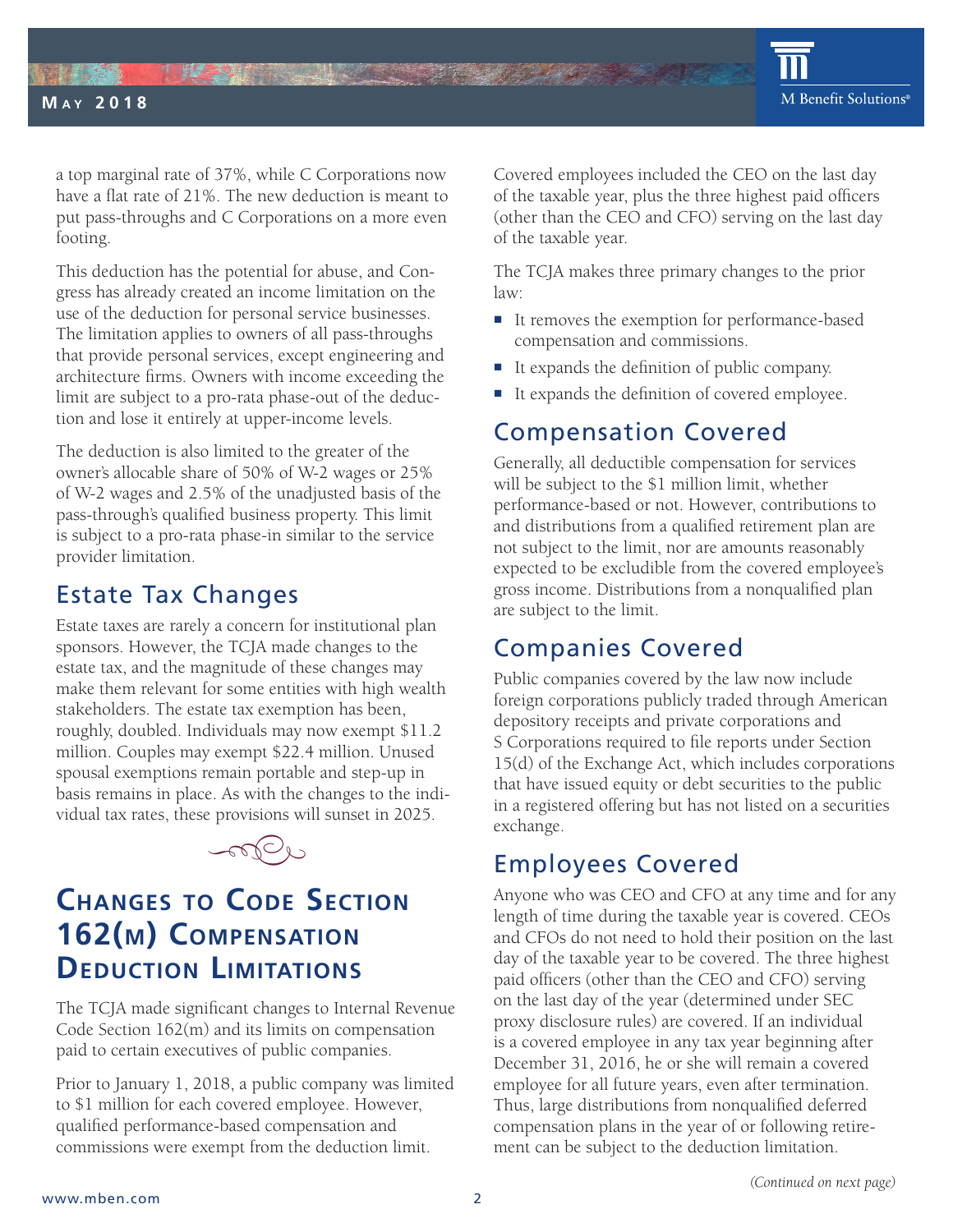a top marginal rate of 37%, while C Corporations now have a flat rate of 21%. The new deduction is meant to put pass-throughs and C Corporations on a more even footing.

This deduction has the potential for abuse, and Congress has already created an income limitation on the use of the deduction for personal service businesses. The limitation applies to owners of all pass-throughs that provide personal services, except engineering and architecture firms. Owners with income exceeding the limit are subject to a pro-rata phase-out of the deduction and lose it entirely at upper-income levels.

The deduction is also limited to the greater of the owner's allocable share of 50% of W-2 wages or 25% of W-2 wages and 2.5% of the unadjusted basis of the pass-through's qualified business property. This limit is subject to a pro-rata phase-in similar to the service provider limitation.

## Estate Tax Changes

Estate taxes are rarely a concern for institutional plan sponsors. However, the TCJA made changes to the estate tax, and the magnitude of these changes may make them relevant for some entities with high wealth stakeholders. The estate tax exemption has been, roughly, doubled. Individuals may now exempt $11.2 million. Couples may exempt $22.4 million. Unused spousal exemptions remain portable and step-up in basis remains in place. As with the changes to the individual tax rates, these provisions will sunset in 2025.

# Changes to Code Section 162(m) Compensation Deduction Limitations

The TCJA made significant changes to Internal Revenue Code Section 162(m) and its limits on compensation paid to certain executives of public companies.

Prior to January 1, 2018, a public company was limited to $1 million for each covered employee. However, qualified performance-based compensation and commissions were exempt from the deduction limit.

Covered employees included the CEO on the last day of the taxable year, plus the three highest paid officers (other than the CEO and CFO) serving on the last day of the taxable year.

The TCJA makes three primary changes to the prior law:

- It removes the exemption for performance-based compensation and commissions.
- It expands the definition of public company.
- It expands the definition of covered employee.

## Compensation Covered

Generally, all deductible compensation for services will be subject to the $1 million limit, whether performance-based or not. However, contributions to and distributions from a qualified retirement plan are not subject to the limit, nor are amounts reasonably expected to be excludible from the covered employee's gross income. Distributions from a nonqualified plan are subject to the limit.

## Companies Covered

Public companies covered by the law now include foreign corporations publicly traded through American depository receipts and private corporations and S Corporations required to file reports under Section 15(d) of the Exchange Act, which includes corporations that have issued equity or debt securities to the public in a registered offering but has not listed on a securities exchange.

## Employees Covered

Anyone who was CEO and CFO at any time and for any length of time during the taxable year is covered. CEOs and CFOs do not need to hold their position on the last day of the taxable year to be covered. The three highest paid officers (other than the CEO and CFO) serving on the last day of the year (determined under SEC proxy disclosure rules) are covered. If an individual is a covered employee in any tax year beginning after December 31, 2016, he or she will remain a covered employee for all future years, even after termination. Thus, large distributions from nonqualified deferred compensation plans in the year of or following retirement can be subject to the deduction limitation.

*(Continued on next page)*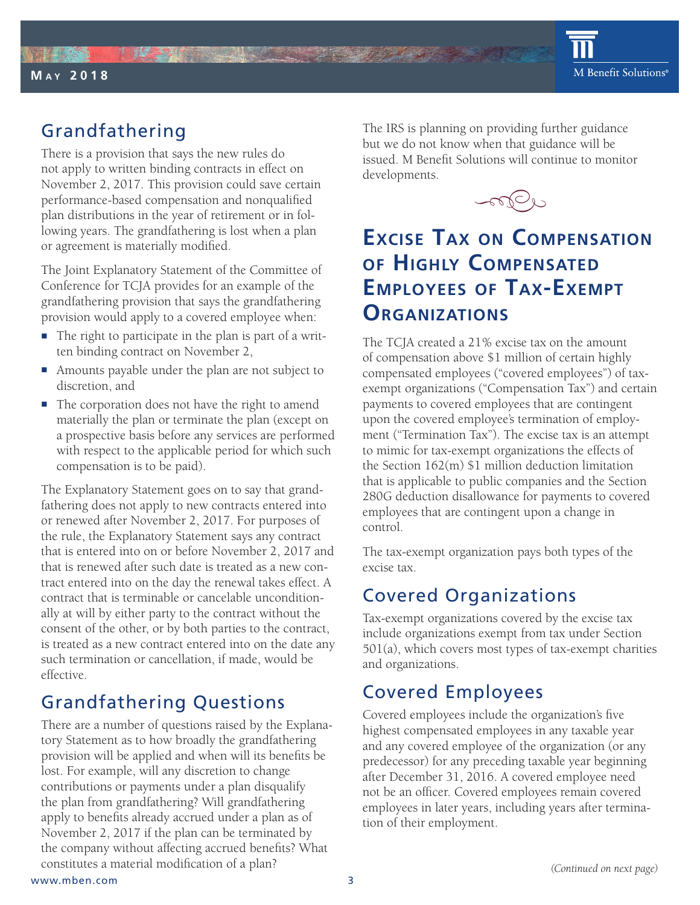## Grandfathering

There is a provision that says the new rules do not apply to written binding contracts in effect on November 2, 2017. This provision could save certain performance-based compensation and nonqualified plan distributions in the year of retirement or in following years. The grandfathering is lost when a plan or agreement is materially modified.

The Joint Explanatory Statement of the Committee of Conference for TCJA provides for an example of the grandfathering provision that says the grandfathering provision would apply to a covered employee when:

- The right to participate in the plan is part of a written binding contract on November 2,
- Amounts payable under the plan are not subject to discretion, and
- The corporation does not have the right to amend materially the plan or terminate the plan (except on a prospective basis before any services are performed with respect to the applicable period for which such compensation is to be paid).

The Explanatory Statement goes on to say that grandfathering does not apply to new contracts entered into or renewed after November 2, 2017. For purposes of the rule, the Explanatory Statement says any contract that is entered into on or before November 2, 2017 and that is renewed after such date is treated as a new contract entered into on the day the renewal takes effect. A contract that is terminable or cancelable unconditionally at will by either party to the contract without the consent of the other, or by both parties to the contract, is treated as a new contract entered into on the date any such termination or cancellation, if made, would be effective.

## Grandfathering Questions

There are a number of questions raised by the Explanatory Statement as to how broadly the grandfathering provision will be applied and when will its benefits be lost. For example, will any discretion to change contributions or payments under a plan disqualify the plan from grandfathering? Will grandfathering apply to benefits already accrued under a plan as of November 2, 2017 if the plan can be terminated by the company without affecting accrued benefits? What constitutes a material modification of a plan?

The IRS is planning on providing further guidance but we do not know when that guidance will be issued. M Benefit Solutions will continue to monitor developments.

# Excise Tax on Compensation of Highly Compensated Employees of Tax-Exempt Organizations

The TCJA created a 21% excise tax on the amount of compensation above $1 million of certain highly compensated employees ("covered employees") of tax-exempt organizations ("Compensation Tax") and certain payments to covered employees that are contingent upon the covered employee's termination of employment ("Termination Tax"). The excise tax is an attempt to mimic for tax-exempt organizations the effects of the Section 162(m) $1 million deduction limitation that is applicable to public companies and the Section 280G deduction disallowance for payments to covered employees that are contingent upon a change in control.

The tax-exempt organization pays both types of the excise tax.

## Covered Organizations

Tax-exempt organizations covered by the excise tax include organizations exempt from tax under Section 501(a), which covers most types of tax-exempt charities and organizations.

## Covered Employees

Covered employees include the organization's five highest compensated employees in any taxable year and any covered employee of the organization (or any predecessor) for any preceding taxable year beginning after December 31, 2016. A covered employee need not be an officer. Covered employees remain covered employees in later years, including years after termination of their employment.

*(Continued on next page)*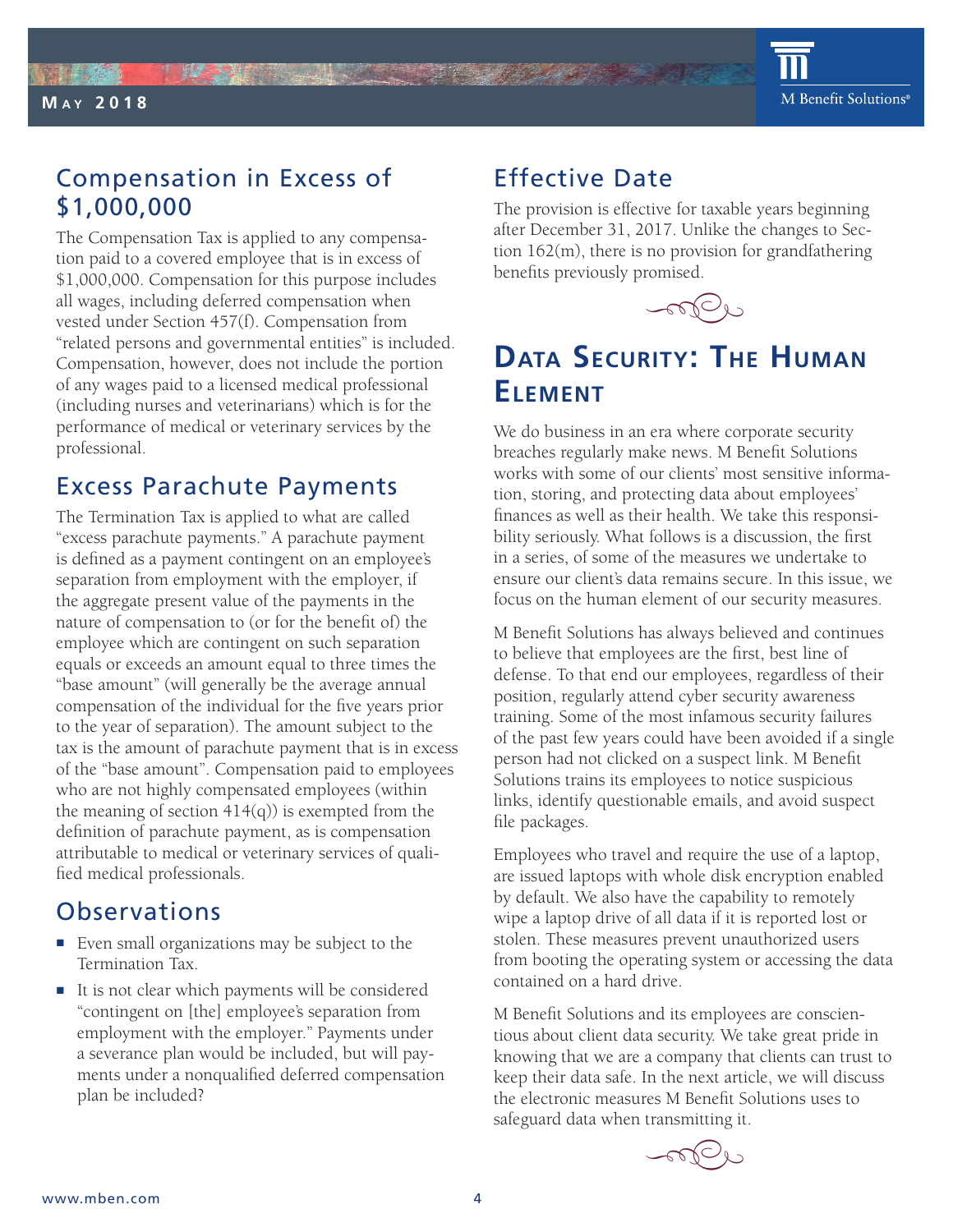## Compensation in Excess of $1,000,000

The Compensation Tax is applied to any compensation paid to a covered employee that is in excess of $1,000,000. Compensation for this purpose includes all wages, including deferred compensation when vested under Section 457(f). Compensation from "related persons and governmental entities" is included. Compensation, however, does not include the portion of any wages paid to a licensed medical professional (including nurses and veterinarians) which is for the performance of medical or veterinary services by the professional.

## Excess Parachute Payments

The Termination Tax is applied to what are called "excess parachute payments." A parachute payment is defined as a payment contingent on an employee's separation from employment with the employer, if the aggregate present value of the payments in the nature of compensation to (or for the benefit of) the employee which are contingent on such separation equals or exceeds an amount equal to three times the "base amount" (will generally be the average annual compensation of the individual for the five years prior to the year of separation). The amount subject to the tax is the amount of parachute payment that is in excess of the "base amount". Compensation paid to employees who are not highly compensated employees (within the meaning of section 414(q)) is exempted from the definition of parachute payment, as is compensation attributable to medical or veterinary services of qualified medical professionals.

## Observations

- Even small organizations may be subject to the Termination Tax.
- It is not clear which payments will be considered "contingent on [the] employee's separation from employment with the employer." Payments under a severance plan would be included, but will payments under a nonqualified deferred compensation plan be included?

## Effective Date

The provision is effective for taxable years beginning after December 31, 2017. Unlike the changes to Section 162(m), there is no provision for grandfathering benefits previously promised.

# Data Security: The Human Element

We do business in an era where corporate security breaches regularly make news. M Benefit Solutions works with some of our clients' most sensitive information, storing, and protecting data about employees' finances as well as their health. We take this responsibility seriously. What follows is a discussion, the first in a series, of some of the measures we undertake to ensure our client's data remains secure. In this issue, we focus on the human element of our security measures.

M Benefit Solutions has always believed and continues to believe that employees are the first, best line of defense. To that end our employees, regardless of their position, regularly attend cyber security awareness training. Some of the most infamous security failures of the past few years could have been avoided if a single person had not clicked on a suspect link. M Benefit Solutions trains its employees to notice suspicious links, identify questionable emails, and avoid suspect file packages.

Employees who travel and require the use of a laptop, are issued laptops with whole disk encryption enabled by default. We also have the capability to remotely wipe a laptop drive of all data if it is reported lost or stolen. These measures prevent unauthorized users from booting the operating system or accessing the data contained on a hard drive.

M Benefit Solutions and its employees are conscientious about client data security. We take great pride in knowing that we are a company that clients can trust to keep their data safe. In the next article, we will discuss the electronic measures M Benefit Solutions uses to safeguard data when transmitting it.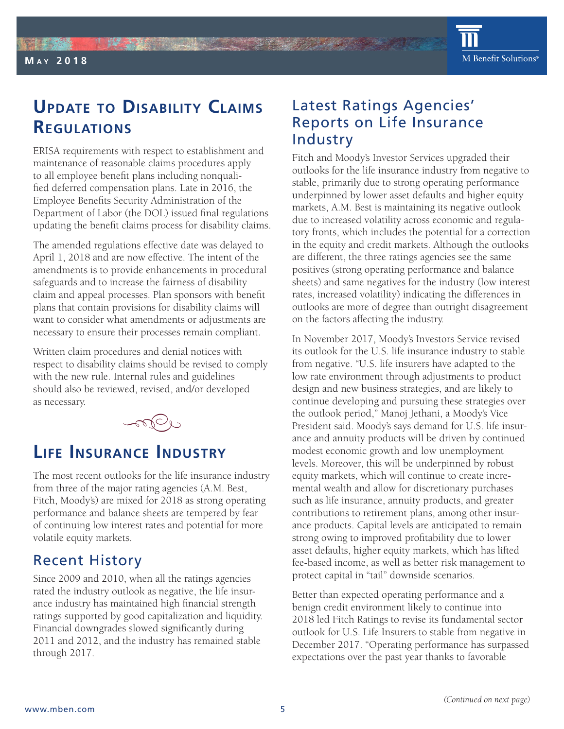# Update to Disability Claims Regulations

ERISA requirements with respect to establishment and maintenance of reasonable claims procedures apply to all employee benefit plans including nonqualified deferred compensation plans. Late in 2016, the Employee Benefits Security Administration of the Department of Labor (the DOL) issued final regulations updating the benefit claims process for disability claims.

The amended regulations effective date was delayed to April 1, 2018 and are now effective. The intent of the amendments is to provide enhancements in procedural safeguards and to increase the fairness of disability claim and appeal processes. Plan sponsors with benefit plans that contain provisions for disability claims will want to consider what amendments or adjustments are necessary to ensure their processes remain compliant.

Written claim procedures and denial notices with respect to disability claims should be revised to comply with the new rule. Internal rules and guidelines should also be reviewed, revised, and/or developed as necessary.

# Life Insurance Industry

The most recent outlooks for the life insurance industry from three of the major rating agencies (A.M. Best, Fitch, Moody's) are mixed for 2018 as strong operating performance and balance sheets are tempered by fear of continuing low interest rates and potential for more volatile equity markets.

## Recent History

Since 2009 and 2010, when all the ratings agencies rated the industry outlook as negative, the life insurance industry has maintained high financial strength ratings supported by good capitalization and liquidity. Financial downgrades slowed significantly during 2011 and 2012, and the industry has remained stable through 2017.

## Latest Ratings Agencies' Reports on Life Insurance Industry

Fitch and Moody's Investor Services upgraded their outlooks for the life insurance industry from negative to stable, primarily due to strong operating performance underpinned by lower asset defaults and higher equity markets, A.M. Best is maintaining its negative outlook due to increased volatility across economic and regulatory fronts, which includes the potential for a correction in the equity and credit markets. Although the outlooks are different, the three ratings agencies see the same positives (strong operating performance and balance sheets) and same negatives for the industry (low interest rates, increased volatility) indicating the differences in outlooks are more of degree than outright disagreement on the factors affecting the industry.

In November 2017, Moody's Investors Service revised its outlook for the U.S. life insurance industry to stable from negative. "U.S. life insurers have adapted to the low rate environment through adjustments to product design and new business strategies, and are likely to continue developing and pursuing these strategies over the outlook period," Manoj Jethani, a Moody's Vice President said. Moody's says demand for U.S. life insurance and annuity products will be driven by continued modest economic growth and low unemployment levels. Moreover, this will be underpinned by robust equity markets, which will continue to create incremental wealth and allow for discretionary purchases such as life insurance, annuity products, and greater contributions to retirement plans, among other insurance products. Capital levels are anticipated to remain strong owing to improved profitability due to lower asset defaults, higher equity markets, which has lifted fee-based income, as well as better risk management to protect capital in "tail" downside scenarios.

Better than expected operating performance and a benign credit environment likely to continue into 2018 led Fitch Ratings to revise its fundamental sector outlook for U.S. Life Insurers to stable from negative in December 2017. "Operating performance has surpassed expectations over the past year thanks to favorable

*(Continued on next page)*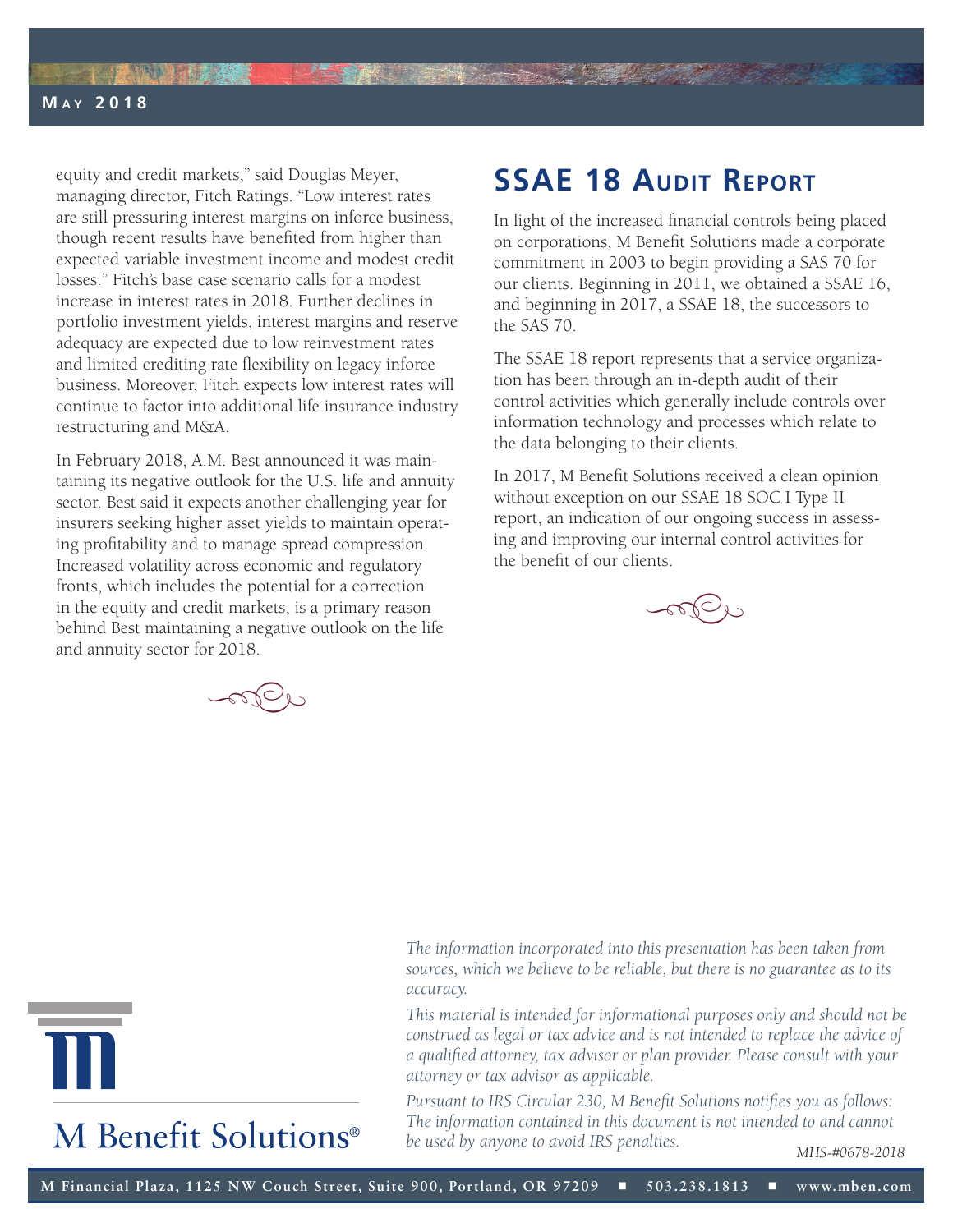equity and credit markets," said Douglas Meyer, managing director, Fitch Ratings. "Low interest rates are still pressuring interest margins on inforce business, though recent results have benefited from higher than expected variable investment income and modest credit losses." Fitch's base case scenario calls for a modest increase in interest rates in 2018. Further declines in portfolio investment yields, interest margins and reserve adequacy are expected due to low reinvestment rates and limited crediting rate flexibility on legacy inforce business. Moreover, Fitch expects low interest rates will continue to factor into additional life insurance industry restructuring and M&A.

In February 2018, A.M. Best announced it was maintaining its negative outlook for the U.S. life and annuity sector. Best said it expects another challenging year for insurers seeking higher asset yields to maintain operating profitability and to manage spread compression. Increased volatility across economic and regulatory fronts, which includes the potential for a correction in the equity and credit markets, is a primary reason behind Best maintaining a negative outlook on the life and annuity sector for 2018.

## SSAE 18 Audit Report

In light of the increased financial controls being placed on corporations, M Benefit Solutions made a corporate commitment in 2003 to begin providing a SAS 70 for our clients. Beginning in 2011, we obtained a SSAE 16, and beginning in 2017, a SSAE 18, the successors to the SAS 70.

The SSAE 18 report represents that a service organization has been through an in-depth audit of their control activities which generally include controls over information technology and processes which relate to the data belonging to their clients.

In 2017, M Benefit Solutions received a clean opinion without exception on our SSAE 18 SOC I Type II report, an indication of our ongoing success in assessing and improving our internal control activities for the benefit of our clients.

*The information incorporated into this presentation has been taken from sources, which we believe to be reliable, but there is no guarantee as to its accuracy.*

*This material is intended for informational purposes only and should not be construed as legal or tax advice and is not intended to replace the advice of a qualified attorney, tax advisor or plan provider. Please consult with your attorney or tax advisor as applicable.*

*Pursuant to IRS Circular 230, M Benefit Solutions notifies you as follows: The information contained in this document is not intended to and cannot be used by anyone to avoid IRS penalties.*

*MHS-#0678-2018*

M Benefit Solutions®

**M Financial Plaza, 1125 NW Couch Street, Suite 900, Portland, OR 97209 ■ 503.238.1813 ■ www.mben.com**